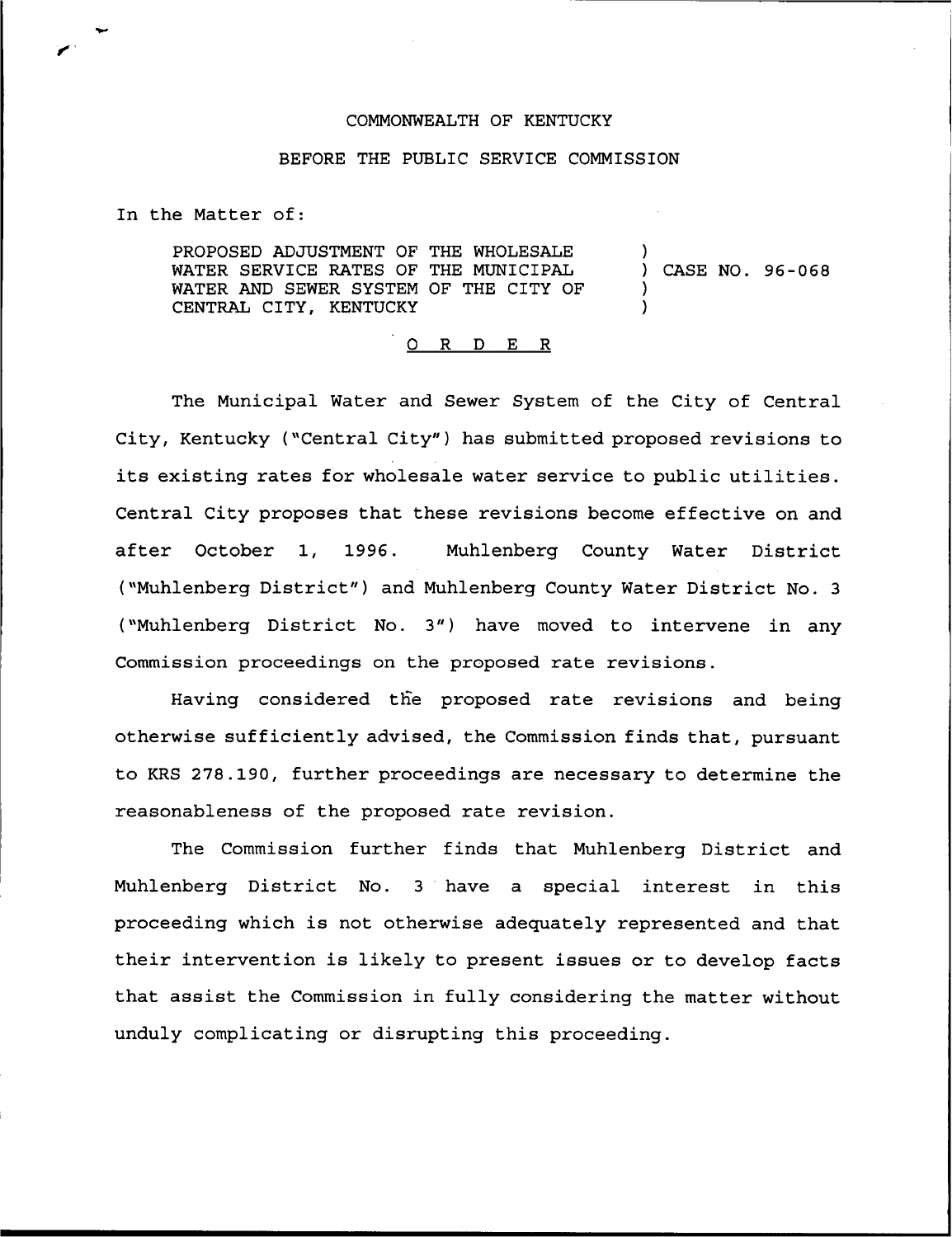COMMONWEALTH OF KENTUCKY

BEFORE THE PUBLIC SERVICE COMMISSION

In the Matter of:

PROPOSED ADJUSTMENT OF THE WHOLESALE WATER SERVICE RATES OF THE MUNICIPAL WATER AND SEWER SYSTEM OF THE CITY OF CENTRAL CITY, KENTUCKY ) CASE NO. 96-068

O R D E R

The Municipal Water and Sewer System of the City of Central City, Kentucky ("Central City") has submitted proposed revisions to its existing rates for wholesale water service to public utilities. Central City proposes that these revisions become effective on and after October 1, 1996. Muhlenberg County Water District ("Muhlenberg District") and Muhlenberg County Water District No. 3 ("Muhlenberg District No. 3") have moved to intervene in any Commission proceedings on the proposed rate revisions.

Having considered the proposed rate revisions and being otherwise sufficiently advised, the Commission finds that, pursuant to KRS 278.190, further proceedings are necessary to determine the reasonableness of the proposed rate revision.

The Commission further finds that Muhlenberg District and Muhlenberg District No. 3 have a special interest in this proceeding which is not otherwise adequately represented and that their intervention is likely to present issues or to develop facts that assist the Commission in fully considering the matter without unduly complicating or disrupting this proceeding.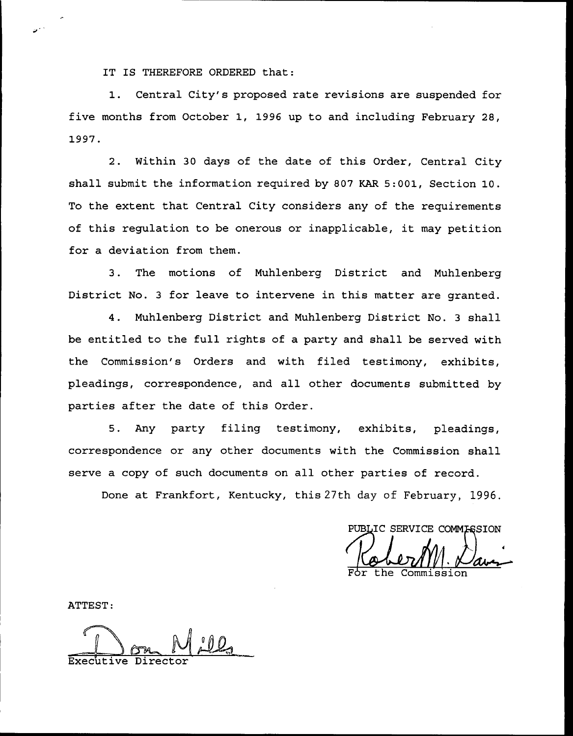IT IS THEREFORE ORDERED that:

1. Central City's proposed rate revisions are suspended for five months from October 1, 1996 up to and including February 28, 1997.

2. Within 30 days of the date of this Order, Central City shall submit the information required by 807 KAR 5:001, Section 10. To the extent that Central City considers any of the requirements of this regulation to be onerous or inapplicable, it may petition for a deviation from them.

3. The motions of Muhlenberg District and Muhlenberg District No. 3 for leave to intervene in this matter are granted.

4. Muhlenberg District and Muhlenberg District No. 3 shall be entitled to the full rights of a party and shall be served with the Commission's Orders and with filed testimony, exhibits, pleadings, correspondence, and all other documents submitted by parties after the date of this Order.

5. Any party filing testimony, exhibits, pleadings, correspondence or any other documents with the Commission shall serve a copy of such documents on all other parties of record.

Done at Frankfort, Kentucky, this 27th day of February, 1996.

PUBLIC SERVICE COMMISSION

For the Commission

ATTEST:

Executive Director